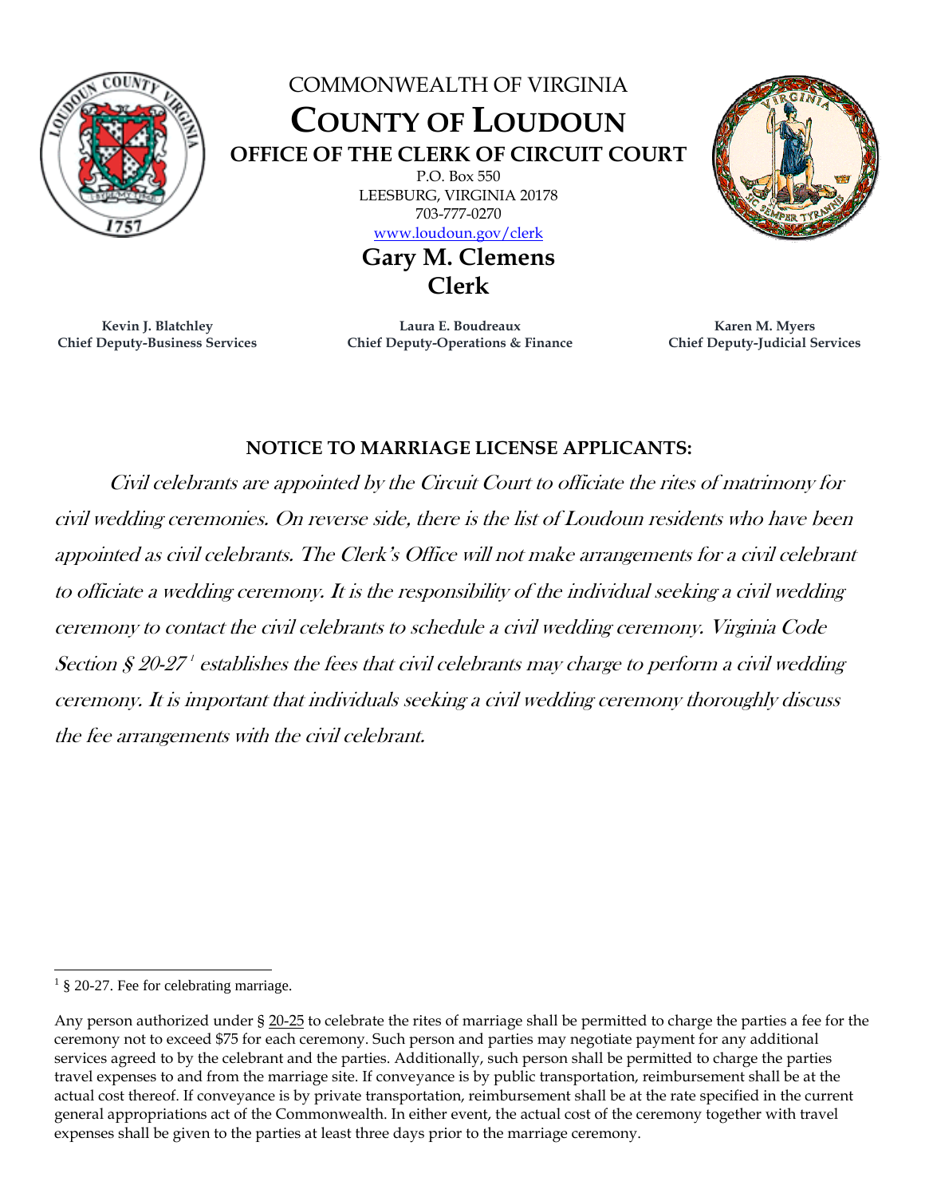COMMONWEALTH OF VIRGINIA

# COUNTY OF LOUDOUN

## OFFICE OF THE CLERK OF CIRCUIT COURT

P.O. Box 550
LEESBURG, VIRGINIA 20178
703-777-0270
www.loudoun.gov/clerk

**Gary M. Clemens**
**Clerk**

**Kevin J. Blatchley**
**Chief Deputy-Business Services**

**Laura E. Boudreaux**
**Chief Deputy-Operations & Finance**

**Karen M. Myers**
**Chief Deputy-Judicial Services**

### NOTICE TO MARRIAGE LICENSE APPLICANTS:

*Civil celebrants are appointed by the Circuit Court to officiate the rites of matrimony for civil wedding ceremonies. On reverse side, there is the list of Loudoun residents who have been appointed as civil celebrants. The Clerk's Office will not make arrangements for a civil celebrant to officiate a wedding ceremony. It is the responsibility of the individual seeking a civil wedding ceremony to contact the civil celebrants to schedule a civil wedding ceremony. Virginia Code Section § 20-27*[1] *establishes the fees that civil celebrants may charge to perform a civil wedding ceremony. It is important that individuals seeking a civil wedding ceremony thoroughly discuss the fee arrangements with the civil celebrant.*

---

[1] § 20-27. Fee for celebrating marriage.

Any person authorized under § 20-25 to celebrate the rites of marriage shall be permitted to charge the parties a fee for the ceremony not to exceed $75 for each ceremony. Such person and parties may negotiate payment for any additional services agreed to by the celebrant and the parties. Additionally, such person shall be permitted to charge the parties travel expenses to and from the marriage site. If conveyance is by public transportation, reimbursement shall be at the actual cost thereof. If conveyance is by private transportation, reimbursement shall be at the rate specified in the current general appropriations act of the Commonwealth. In either event, the actual cost of the ceremony together with travel expenses shall be given to the parties at least three days prior to the marriage ceremony.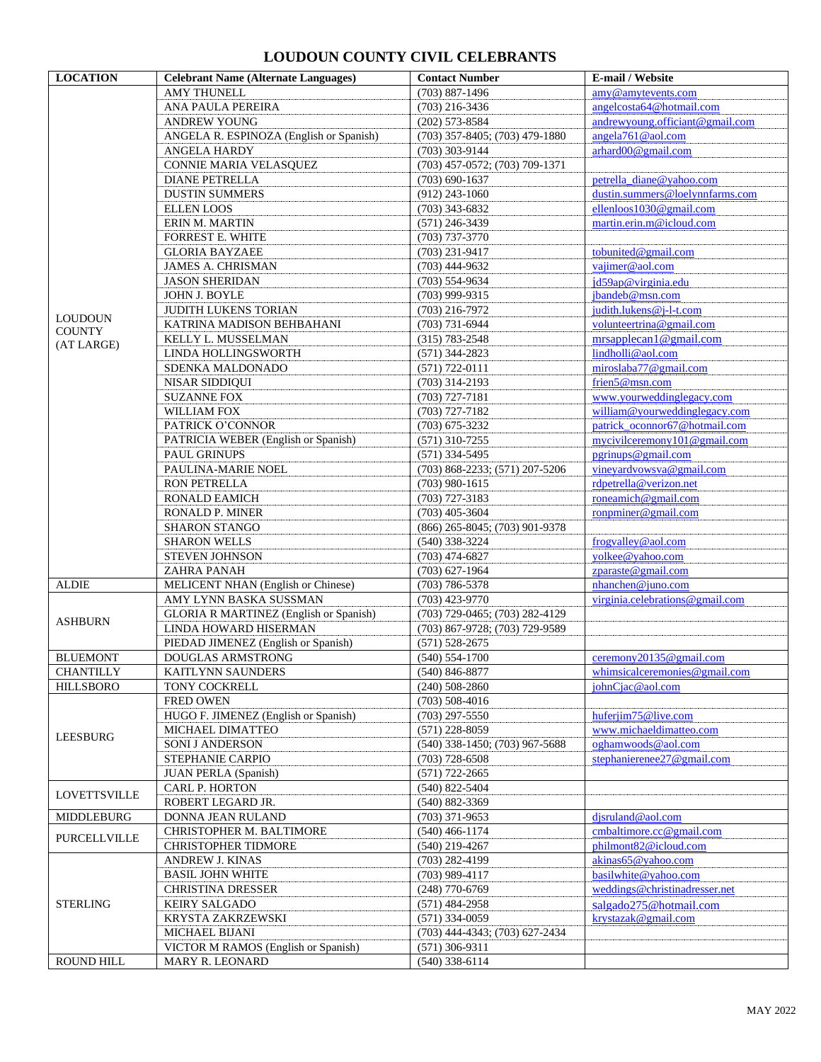# LOUDOUN COUNTY CIVIL CELEBRANTS

| LOCATION | Celebrant Name (Alternate Languages) | Contact Number | E-mail / Website |
|---|---|---|---|
| LOUDOUN COUNTY (AT LARGE) | AMY THUNELL | (703) 887-1496 | amy@amytevents.com |
| | ANA PAULA PEREIRA | (703) 216-3436 | angelcosta64@hotmail.com |
| | ANDREW YOUNG | (202) 573-8584 | andrewyoung.officiant@gmail.com |
| | ANGELA R. ESPINOZA (English or Spanish) | (703) 357-8405; (703) 479-1880 | angela761@aol.com |
| | ANGELA HARDY | (703) 303-9144 | arhard00@gmail.com |
| | CONNIE MARIA VELASQUEZ | (703) 457-0572; (703) 709-1371 | |
| | DIANE PETRELLA | (703) 690-1637 | petrella_diane@yahoo.com |
| | DUSTIN SUMMERS | (912) 243-1060 | dustin.summers@loelynnfarms.com |
| | ELLEN LOOS | (703) 343-6832 | ellenloos1030@gmail.com |
| | ERIN M. MARTIN | (571) 246-3439 | martin.erin.m@icloud.com |
| | FORREST E. WHITE | (703) 737-3770 | |
| | GLORIA BAYZAEE | (703) 231-9417 | tobunited@gmail.com |
| | JAMES A. CHRISMAN | (703) 444-9632 | vajimer@aol.com |
| | JASON SHERIDAN | (703) 554-9634 | jd59ap@virginia.edu |
| | JOHN J. BOYLE | (703) 999-9315 | jbandeb@msn.com |
| | JUDITH LUKENS TORIAN | (703) 216-7972 | judith.lukens@j-l-t.com |
| | KATRINA MADISON BEHBAHANI | (703) 731-6944 | volunteertrina@gmail.com |
| | KELLY L. MUSSELMAN | (315) 783-2548 | mrsapplecan1@gmail.com |
| | LINDA HOLLINGSWORTH | (571) 344-2823 | lindholli@aol.com |
| | SDENKA MALDONADO | (571) 722-0111 | miroslaba77@gmail.com |
| | NISAR SIDDIQUI | (703) 314-2193 | frien5@msn.com |
| | SUZANNE FOX | (703) 727-7181 | www.yourweddinglegacy.com |
| | WILLIAM FOX | (703) 727-7182 | william@yourweddinglegacy.com |
| | PATRICK O'CONNOR | (703) 675-3232 | patrick_oconnor67@hotmail.com |
| | PATRICIA WEBER (English or Spanish) | (571) 310-7255 | mycivilceremony101@gmail.com |
| | PAUL GRINUPS | (571) 334-5495 | pgrinups@gmail.com |
| | PAULINA-MARIE NOEL | (703) 868-2233; (571) 207-5206 | vineyardvowsva@gmail.com |
| | RON PETRELLA | (703) 980-1615 | rdpetrella@verizon.net |
| | RONALD EAMICH | (703) 727-3183 | roneamich@gmail.com |
| | RONALD P. MINER | (703) 405-3604 | ronpminer@gmail.com |
| | SHARON STANGO | (866) 265-8045; (703) 901-9378 | |
| | SHARON WELLS | (540) 338-3224 | frogvalley@aol.com |
| | STEVEN JOHNSON | (703) 474-6827 | yolkee@yahoo.com |
| | ZAHRA PANAH | (703) 627-1964 | zparaste@gmail.com |
| ALDIE | MELICENT NHAN (English or Chinese) | (703) 786-5378 | nhanchen@juno.com |
| ASHBURN | AMY LYNN BASKA SUSSMAN | (703) 423-9770 | virginia.celebrations@gmail.com |
| | GLORIA R MARTINEZ (English or Spanish) | (703) 729-0465; (703) 282-4129 | |
| | LINDA HOWARD HISERMAN | (703) 867-9728; (703) 729-9589 | |
| | PIEDAD JIMENEZ (English or Spanish) | (571) 528-2675 | |
| BLUEMONT | DOUGLAS ARMSTRONG | (540) 554-1700 | ceremony20135@gmail.com |
| CHANTILLY | KAITLYNN SAUNDERS | (540) 846-8877 | whimsicalceremonies@gmail.com |
| HILLSBORO | TONY COCKRELL | (240) 508-2860 | johnCjac@aol.com |
| LEESBURG | FRED OWEN | (703) 508-4016 | |
| | HUGO F. JIMENEZ (English or Spanish) | (703) 297-5550 | huferjim75@live.com |
| | MICHAEL DIMATTEO | (571) 228-8059 | www.michaeldimatteo.com |
| | SONI J ANDERSON | (540) 338-1450; (703) 967-5688 | oghamwoods@aol.com |
| | STEPHANIE CARPIO | (703) 728-6508 | stephanierenee27@gmail.com |
| | JUAN PERLA (Spanish) | (571) 722-2665 | |
| LOVETTSVILLE | CARL P. HORTON | (540) 822-5404 | |
| | ROBERT LEGARD JR. | (540) 882-3369 | |
| MIDDLEBURG | DONNA JEAN RULAND | (703) 371-9653 | djsruland@aol.com |
| PURCELLVILLE | CHRISTOPHER M. BALTIMORE | (540) 466-1174 | cmbaltimore.cc@gmail.com |
| | CHRISTOPHER TIDMORE | (540) 219-4267 | philmont82@icloud.com |
| STERLING | ANDREW J. KINAS | (703) 282-4199 | akinas65@yahoo.com |
| | BASIL JOHN WHITE | (703) 989-4117 | basilwhite@yahoo.com |
| | CHRISTINA DRESSER | (248) 770-6769 | weddings@christinadresser.net |
| | KEIRY SALGADO | (571) 484-2958 | salgado275@hotmail.com |
| | KRYSTA ZAKRZEWSKI | (571) 334-0059 | krystazak@gmail.com |
| | MICHAEL BIJANI | (703) 444-4343; (703) 627-2434 | |
| | VICTOR M RAMOS (English or Spanish) | (571) 306-9311 | |
| ROUND HILL | MARY R. LEONARD | (540) 338-6114 | |

MAY 2022